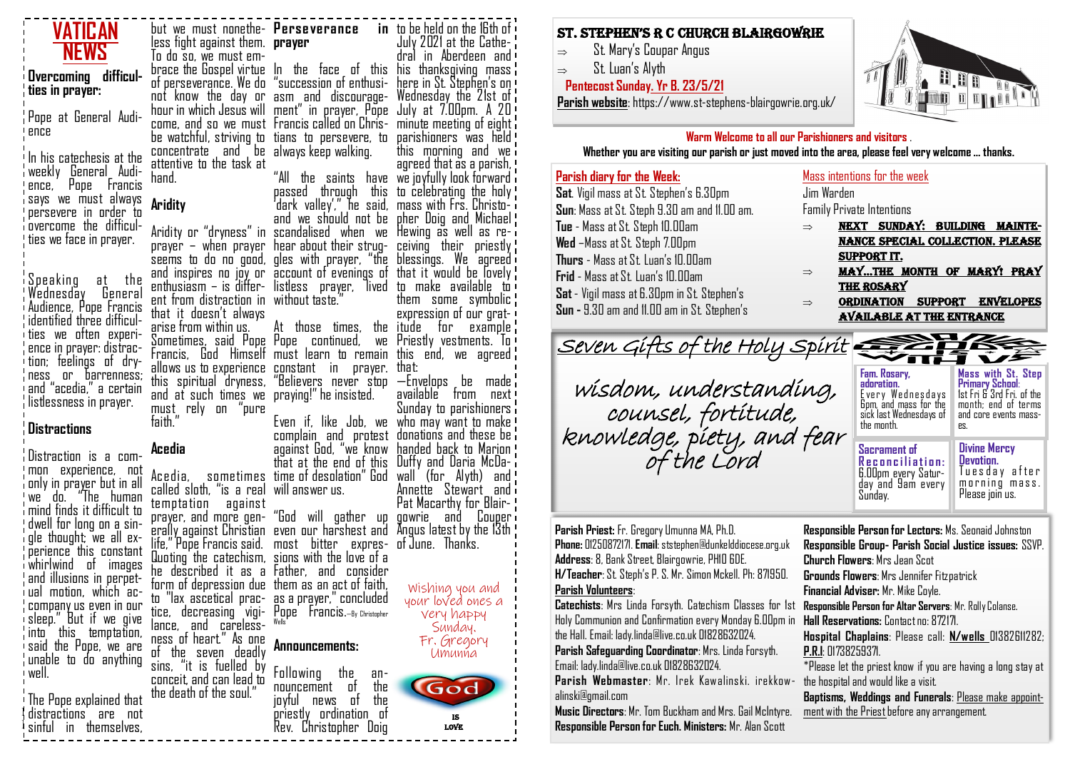# VATICAN NEWS

**Overcoming difficulties in prayer:**

Pope at General Audience

In his catechesis at the weekly General Audience, Pope Francis says we must always persevere in order to overcome the difficulties we face in prayer.

Speaking at the Wednesday General Audience, Pope Francis identified three difficulties we often experience in prayer: distraction; feelings of dryness or barrenness; and "acedia," a certain listlessness in prayer.

## Distractions

Distraction is a common experience, not only in prayer but in all we do. "The human mind finds it difficult to dwell for long on a single thought; we all experience this constant whirlwind of images and illusions in perpetual motion, which accompany us even in our sleep." But if we give into this temptation, said the Pope, we are unable to do anything well.

The Pope explained that distractions are not sinful in themselves, but we must nonetheless fight against them. To do so, we must embrace the Gospel virtue of perseverance. We do not know the day or hour in which Jesus will come, and so we must be watchful, striving to concentrate and be attentive to the task at hand.

## Aridity

Aridity or "dryness" in prayer – when prayer seems to do no good, and inspires no joy or enthusiasm – is different from distraction in that it doesn't always arise from within us. Sometimes, said Pope Francis, God Himself allows us to experience this spiritual dryness, and at such times we must rely on "pure faith."

## Acedia

Acedia, sometimes called sloth, "is a real temptation against prayer, and more generally against Christian life," Pope Francis said. Quoting the catechism, he described it as a form of depression due to "lax ascetical practice, decreasing vigilance, and carelessness of heart." As one of the seven deadly sins, "it is fuelled by conceit, and can lead to the death of the soul."

**Perseverance in prayer**

In the face of this "succession of enthusiasm and discouragement" in prayer, Pope Francis called on Christians to persevere, to always keep walking.

"All the saints have passed through this 'dark valley'," he said, and we should not be scandalised when we hear about their struggles with prayer, "the account of evenings of listless prayer, lived without taste."

At those times, the Pope continued, we must learn to remain constant in prayer. "Believers never stop praying!" he insisted.

Even if, like Job, we complain and protest against God, "we know that at the end of this time of desolation" God will answer us.

"God will gather up even our harshest and most bitter expressions with the love of a Father, and consider them as an act of faith, as a prayer," concluded Pope Francis.–By Christopher Wells

## Announcements:

Following the announcement of the joyful news of the priestly ordination of Rev. Christopher Doig to be held on the 16th of July 2021 at the Cathedral in Aberdeen and his thanksgiving mass here in St. Stephen's on Wednesday the 21st of July at 7.00pm. A 20 minute meeting of eight parishioners was held this morning and we agreed that as a parish, we joyfully look forward to celebrating the holy mass with Frs. Christopher Doig and Michael Hewing as well as receiving their priestly blessings. We agreed that it would be lovely to make available to them some symbolic expression of our gratitude for example Priestly vestments. To this end, we agreed that:

—Envelopes be made available from next Sunday to parishioners who may want to make donations and these be handed back to Marion Duffy and Daria McDowall (for Alyth) and Annette Stewart and Pat Macarthy for Blairgowrie and Coupar Angus latest by the 13th of June. Thanks.

Wishing you and your loved ones a very happy Sunday. Fr. Gregory Umunna

God IS LOVE

# ST. STEPHEN'S R C CHURCH BLAIRGOWRIE

⇒ St. Mary's Coupar Angus
⇒ St. Luan's Alyth

**Pentecost Sunday. Yr B. 23/5/21**

**Parish website**: https://www.st-stephens-blairgowrie.org.uk/

**Warm Welcome to all our Parishioners and visitors .**

**Whether you are visiting our parish or just moved into the area, please feel very welcome … thanks.**

**Parish diary for the Week:**

**Sat**. Vigil mass at St. Stephen's 6.30pm
**Sun**: Mass at St. Steph 9.30 am and 11.00 am.
**Tue** - Mass at St. Steph 10.00am
**Wed** –Mass at St. Steph 7.00pm
**Thurs** - Mass at St. Luan's 10.00am
**Frid** - Mass at St. Luan's 10.00am
**Sat** - Vigil mass at 6.30pm in St. Stephen's
**Sun** - 9.30 am and 11.00 am in St. Stephen's

Mass intentions for the week

Jim Warden
Family Private Intentions

⇒ **NEXT SUNDAY: BUILDING MAINTENANCE SPECIAL COLLECTION. PLEASE SUPPORT IT.**
⇒ **MAY…THE MONTH OF MARY! PRAY THE ROSARY**
⇒ **ORDINATION SUPPORT ENVELOPES AVAILABLE AT THE ENTRANCE**

*Seven Gifts of the Holy Spirit*

*wisdom, understanding, counsel, fortitude, knowledge, piety, and fear of the Lord*

**Fam. Rosary, adoration.** Every Wednesdays 6pm, and mass for the sick last Wednesdays of the month.

**Mass with St. Step Primary School:** 1st Fri & 3rd Fri. of the month; end of terms and core events masses.

**Sacrament of Reconciliation:** 6.00pm every Saturday and 9am every Sunday.

**Divine Mercy Devotion.** Tuesday after morning mass. Please join us.

**Parish Priest:** Fr. Gregory Umunna MA, Ph.D.
**Phone:** 01250872171. **Email**: ststephen@dunkelddiocese.org.uk
**Address**: 8, Bank Street, Blairgowrie, PH10 6DE.
**H/Teacher**: St. Steph's P. S. Mr. Simon Mckell. Ph: 871950.
**Parish Volunteers**:
**Catechists**: Mrs Linda Forsyth. Catechism Classes for 1st Holy Communion and Confirmation every Monday 6.00pm in the Hall. Email: lady.linda@live.co.uk 01828632024.
**Parish Safeguarding Coordinator**: Mrs. Linda Forsyth. Email: lady.linda@live.co.uk 01828632024.
**Parish Webmaster**: Mr. Irek Kawalinski. irekkowalinski@gmail.com
**Music Directors**: Mr. Tom Buckham and Mrs. Gail McIntyre.
**Responsible Person for Euch. Ministers:** Mr. Alan Scott
**Responsible Person for Lectors:** Ms. Seonaid Johnston
**Responsible Group- Parish Social Justice issues:** SSVP.
**Church Flowers**: Mrs Jean Scot
**Grounds Flowers**: Mrs Jennifer Fitzpatrick
**Financial Adviser:** Mr. Mike Coyle.
**Responsible Person for Altar Servers**: Mr. Rolly Colanse.
**Hall Reservations:** Contact no: 872171.
**Hospital Chaplains**: Please call: **N/wells** 01382611282; **P.R.I**: 01738259371.
*Please let the priest know if you are having a long stay at the hospital and would like a visit.
**Baptisms, Weddings and Funerals**: Please make appointment with the Priest before any arrangement.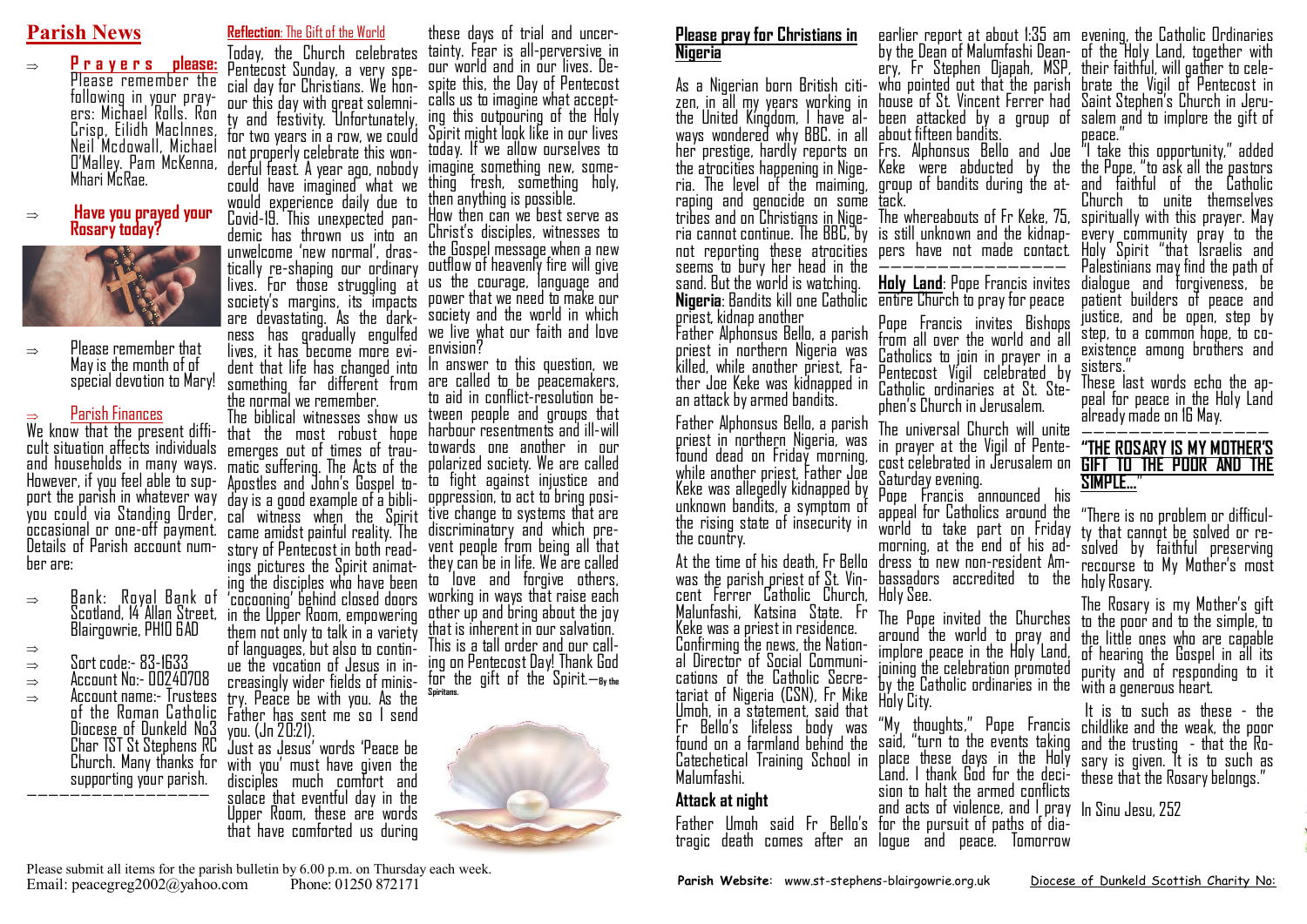## Parish News

- **Prayers please:** Please remember the following in your prayers: Michael Rolls. Ron Crisp, Eilidh MacInnes, Neil Mcdowall, Michael O'Malley. Pam McKenna, Mhari McRae.

- **Have you prayed your Rosary today?**

- Please remember that May is the month of of special devotion to Mary!

- Parish Finances

We know that the present difficult situation affects individuals and households in many ways. However, if you feel able to support the parish in whatever way you could via Standing Order, occasional or one-off payment. Details of Parish account number are:

- Bank: Royal Bank of Scotland, 14 Allan Street, Blairgowrie, PH10 6AD
- 
- Sort code:- 83-1633
- Account No:- 00240708
- Account name:- Trustees of the Roman Catholic Diocese of Dunkeld No3 Char TST St Stephens RC Church. Many thanks for supporting your parish.

---

**Reflection**: The Gift of the World

Today, the Church celebrates Pentecost Sunday, a very special day for Christians. We honour this day with great solemnity and festivity. Unfortunately, for two years in a row, we could not properly celebrate this wonderful feast. A year ago, nobody could have imagined what we would experience daily due to Covid-19. This unexpected pandemic has thrown us into an unwelcome 'new normal', drastically re-shaping our ordinary lives. For those struggling at society's margins, its impacts are devastating. As the darkness has gradually engulfed lives, it has become more evident that life has changed into something far different from the normal we remember.

The biblical witnesses show us that the most robust hope emerges out of times of traumatic suffering. The Acts of the Apostles and John's Gospel today is a good example of a biblical witness when the Spirit came amidst painful reality. The story of Pentecost in both readings pictures the Spirit animating the disciples who have been 'cocooning' behind closed doors in the Upper Room, empowering them not only to talk in a variety of languages, but also to continue the vocation of Jesus in increasingly wider fields of ministry. Peace be with you. As the Father has sent me so I send you. (Jn 20:21).

Just as Jesus' words 'Peace be with you' must have given the disciples much comfort and solace that eventful day in the Upper Room, these are words that have comforted us during these days of trial and uncertainty. Fear is all-perversive in our world and in our lives. Despite this, the Day of Pentecost calls us to imagine what accepting this outpouring of the Holy Spirit might look like in our lives today. If we allow ourselves to imagine something new, something fresh, something holy, then anything is possible.

How then can we best serve as Christ's disciples, witnesses to the Gospel message when a new outflow of heavenly fire will give us the courage, language and power that we need to make our society and the world in which we live what our faith and love envision?

In answer to this question, we are called to be peacemakers, to aid in conflict-resolution between people and groups that harbour resentments and ill-will towards one another in our polarized society. We are called to fight against injustice and oppression, to act to bring positive change to systems that are discriminatory and which prevent people from being all that they can be in life. We are called to love and forgive others, working in ways that raise each other up and bring about the joy that is inherent in our salvation. This is a tall order and our calling on Pentecost Day! Thank God for the gift of the Spirit.—By the Spiritans.

## Please pray for Christians in Nigeria

As a Nigerian born British citizen, in all my years working in the United Kingdom, I have always wondered why BBC. in all her prestige, hardly reports on the atrocities happening in Nigeria. The level of the maiming, raping and genocide on some tribes and on Christians in Nigeria cannot continue. The BBC, by not reporting these atrocities seems to bury her head in the sand. But the world is watching.

**Nigeria**: Bandits kill one Catholic priest, kidnap another

Father Alphonsus Bello, a parish priest in northern Nigeria was killed, while another priest, Father Joe Keke was kidnapped in an attack by armed bandits.

Father Alphonsus Bello, a parish priest in northern Nigeria, was found dead on Friday morning, while another priest, Father Joe Keke was allegedly kidnapped by unknown bandits, a symptom of the rising state of insecurity in the country.

At the time of his death, Fr Bello was the parish priest of St. Vincent Ferrer Catholic Church, Malunfashi, Katsina State. Fr Keke was a priest in residence.

Confirming the news, the National Director of Social Communications of the Catholic Secretariat of Nigeria (CSN), Fr Mike Umoh, in a statement, said that Fr Bello's lifeless body was found on a farmland behind the Catechetical Training School in Malumfashi.

### Attack at night

Father Umoh said Fr Bello's tragic death comes after an earlier report at about 1:35 am by the Dean of Malumfashi Deanery, Fr Stephen Ojapah, MSP, who pointed out that the parish house of St. Vincent Ferrer had been attacked by a group of about fifteen bandits.

Frs. Alphonsus Bello and Joe Keke were abducted by the group of bandits during the attack.

The whereabouts of Fr Keke, 75, is still unknown and the kidnappers have not made contact.

---

**Holy Land**: Pope Francis invites entire Church to pray for peace

Pope Francis invites Bishops from all over the world and all Catholics to join in prayer in a Pentecost Vigil celebrated by Catholic ordinaries at St. Stephen's Church in Jerusalem.

The universal Church will unite in prayer at the Vigil of Pentecost celebrated in Jerusalem on Saturday evening.

Pope Francis announced his appeal for Catholics around the world to take part on Friday morning, at the end of his address to new non-resident Ambassadors accredited to the Holy See.

The Pope invited the Churches around the world to pray and implore peace in the Holy Land, joining the celebration promoted by the Catholic ordinaries in the Holy City.

"My thoughts," Pope Francis said, "turn to the events taking place these days in the Holy Land. I thank God for the decision to halt the armed conflicts and acts of violence, and I pray for the pursuit of paths of dialogue and peace. Tomorrow evening, the Catholic Ordinaries of the Holy Land, together with their faithful, will gather to celebrate the Vigil of Pentecost in Saint Stephen's Church in Jerusalem and to implore the gift of peace."

"I take this opportunity," added the Pope, "to ask all the pastors and faithful of the Catholic Church to unite themselves spiritually with this prayer. May every community pray to the Holy Spirit "that Israelis and Palestinians may find the path of dialogue and forgiveness, be patient builders of peace and justice, and be open, step by step, to a common hope, to co-existence among brothers and sisters."

These last words echo the appeal for peace in the Holy Land already made on 16 May.

---

**"THE ROSARY IS MY MOTHER'S GIFT TO THE POOR AND THE SIMPLE..."**

"There is no problem or difficulty that cannot be solved or re-solved by faithful preserving recourse to My Mother's most holy Rosary.

The Rosary is my Mother's gift to the poor and to the simple, to the little ones who are capable of hearing the Gospel in all its purity and of responding to it with a generous heart.

It is to such as these - the childlike and the weak, the poor and the trusting - that the Rosary is given. It is to such as these that the Rosary belongs."

In Sinu Jesu, 252

---

Please submit all items for the parish bulletin by 6.00 p.m. on Thursday each week.
Email: peacegreg2002@yahoo.com Phone: 01250 872171

**Parish Website**: www.st-stephens-blairgowrie.org.uk Diocese of Dunkeld Scottish Charity No: